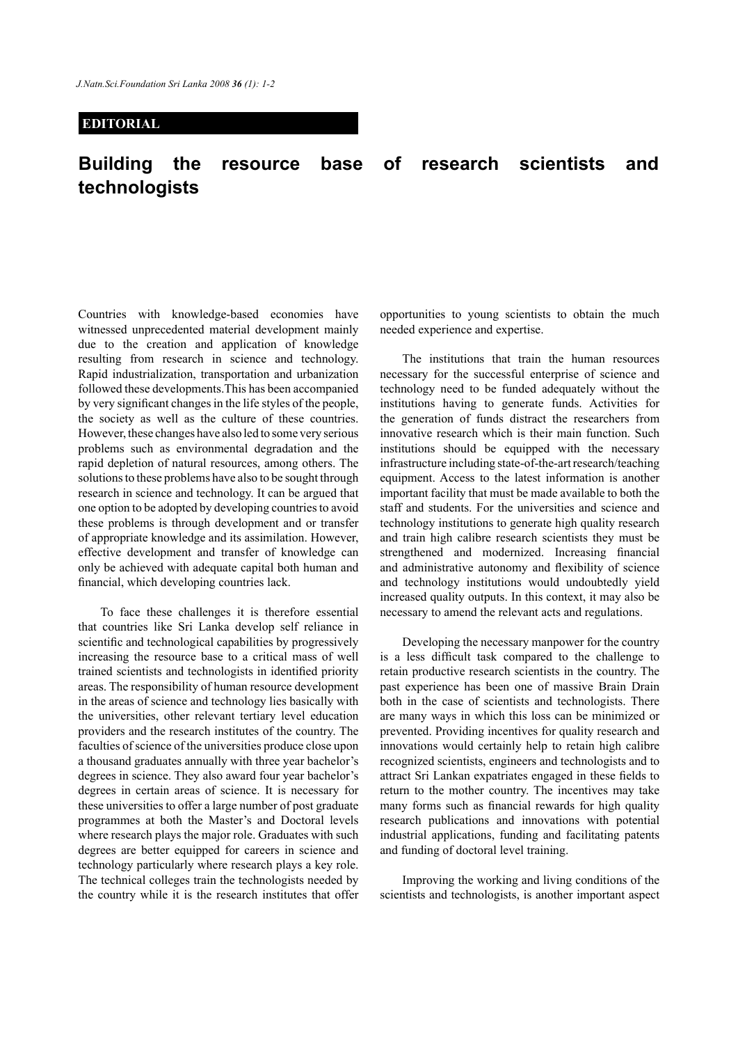**EDITORIAL**

# Building the resource base of research scientists and technologists

Countries with knowledge-based economies have witnessed unprecedented material development mainly due to the creation and application of knowledge resulting from research in science and technology. Rapid industrialization, transportation and urbanization followed these developments.This has been accompanied by very significant changes in the life styles of the people, the society as well as the culture of these countries. However, these changes have also led to some very serious problems such as environmental degradation and the rapid depletion of natural resources, among others. The solutions to these problems have also to be sought through research in science and technology. It can be argued that one option to be adopted by developing countries to avoid these problems is through development and or transfer of appropriate knowledge and its assimilation. However, effective development and transfer of knowledge can only be achieved with adequate capital both human and financial, which developing countries lack.

To face these challenges it is therefore essential that countries like Sri Lanka develop self reliance in scientific and technological capabilities by progressively increasing the resource base to a critical mass of well trained scientists and technologists in identified priority areas. The responsibility of human resource development in the areas of science and technology lies basically with the universities, other relevant tertiary level education providers and the research institutes of the country. The faculties of science of the universities produce close upon a thousand graduates annually with three year bachelor's degrees in science. They also award four year bachelor's degrees in certain areas of science. It is necessary for these universities to offer a large number of post graduate programmes at both the Master's and Doctoral levels where research plays the major role. Graduates with such degrees are better equipped for careers in science and technology particularly where research plays a key role. The technical colleges train the technologists needed by the country while it is the research institutes that offer opportunities to young scientists to obtain the much needed experience and expertise.

The institutions that train the human resources necessary for the successful enterprise of science and technology need to be funded adequately without the institutions having to generate funds. Activities for the generation of funds distract the researchers from innovative research which is their main function. Such institutions should be equipped with the necessary infrastructure including state-of-the-art research/teaching equipment. Access to the latest information is another important facility that must be made available to both the staff and students. For the universities and science and technology institutions to generate high quality research and train high calibre research scientists they must be strengthened and modernized. Increasing financial and administrative autonomy and flexibility of science and technology institutions would undoubtedly yield increased quality outputs. In this context, it may also be necessary to amend the relevant acts and regulations.

Developing the necessary manpower for the country is a less difficult task compared to the challenge to retain productive research scientists in the country. The past experience has been one of massive Brain Drain both in the case of scientists and technologists. There are many ways in which this loss can be minimized or prevented. Providing incentives for quality research and innovations would certainly help to retain high calibre recognized scientists, engineers and technologists and to attract Sri Lankan expatriates engaged in these fields to return to the mother country. The incentives may take many forms such as financial rewards for high quality research publications and innovations with potential industrial applications, funding and facilitating patents and funding of doctoral level training.

Improving the working and living conditions of the scientists and technologists, is another important aspect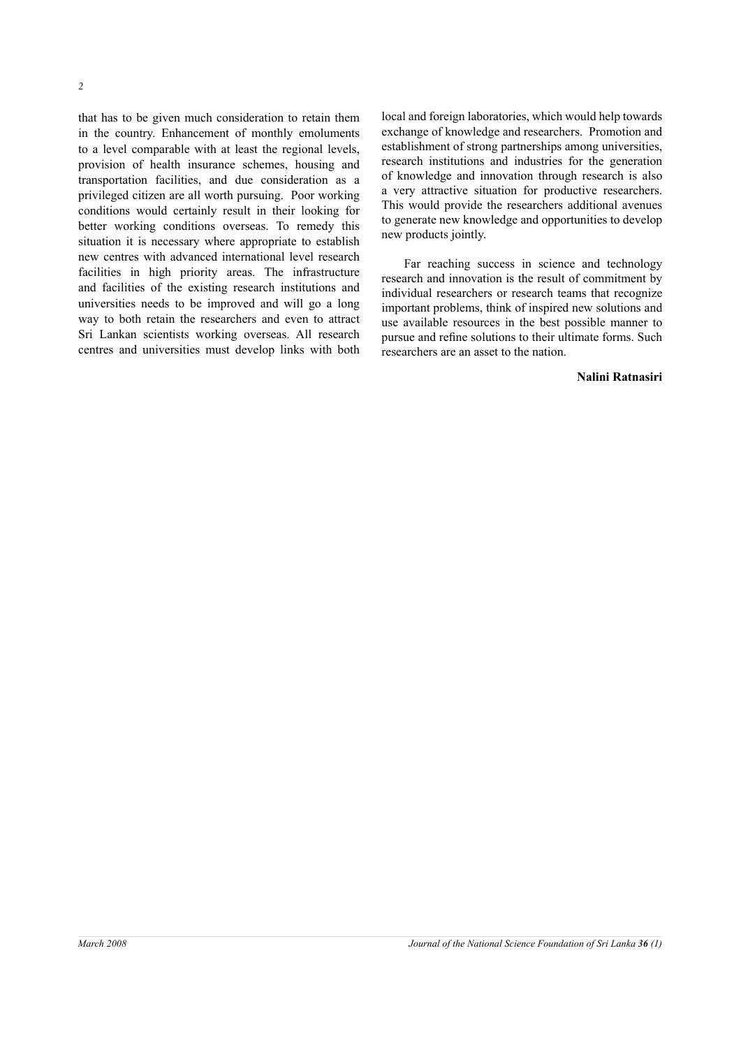that has to be given much consideration to retain them in the country. Enhancement of monthly emoluments to a level comparable with at least the regional levels, provision of health insurance schemes, housing and transportation facilities, and due consideration as a privileged citizen are all worth pursuing. Poor working conditions would certainly result in their looking for better working conditions overseas. To remedy this situation it is necessary where appropriate to establish new centres with advanced international level research facilities in high priority areas. The infrastructure and facilities of the existing research institutions and universities needs to be improved and will go a long way to both retain the researchers and even to attract Sri Lankan scientists working overseas. All research centres and universities must develop links with both local and foreign laboratories, which would help towards exchange of knowledge and researchers. Promotion and establishment of strong partnerships among universities, research institutions and industries for the generation of knowledge and innovation through research is also a very attractive situation for productive researchers. This would provide the researchers additional avenues to generate new knowledge and opportunities to develop new products jointly.

Far reaching success in science and technology research and innovation is the result of commitment by individual researchers or research teams that recognize important problems, think of inspired new solutions and use available resources in the best possible manner to pursue and refine solutions to their ultimate forms. Such researchers are an asset to the nation.

**Nalini Ratnasiri**